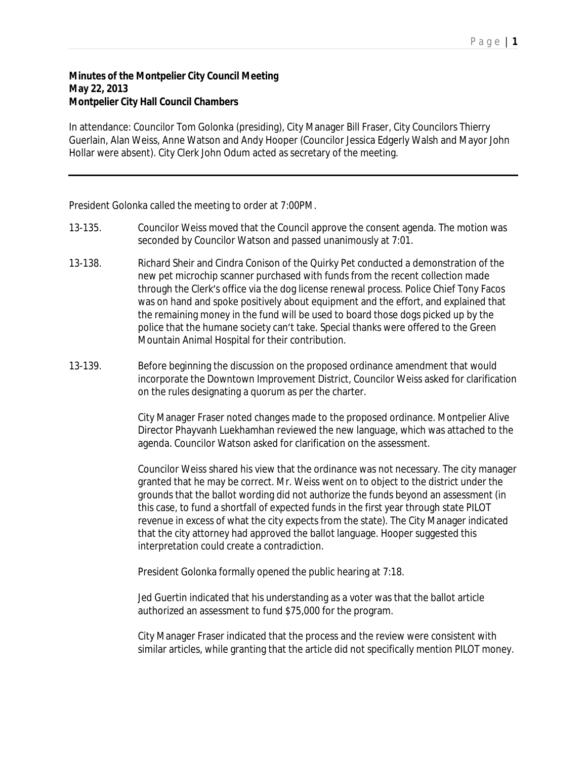**Minutes of the Montpelier City Council Meeting**
**May 22, 2013**
**Montpelier City Hall Council Chambers**

In attendance: Councilor Tom Golonka (presiding), City Manager Bill Fraser, City Councilors Thierry Guerlain, Alan Weiss, Anne Watson and Andy Hooper (Councilor Jessica Edgerly Walsh and Mayor John Hollar were absent). City Clerk John Odum acted as secretary of the meeting.

---

President Golonka called the meeting to order at 7:00PM.

13-135. Councilor Weiss moved that the Council approve the consent agenda. The motion was seconded by Councilor Watson and passed unanimously at 7:01.

13-138. Richard Sheir and Cindra Conison of the Quirky Pet conducted a demonstration of the new pet microchip scanner purchased with funds from the recent collection made through the Clerk's office via the dog license renewal process. Police Chief Tony Facos was on hand and spoke positively about equipment and the effort, and explained that the remaining money in the fund will be used to board those dogs picked up by the police that the humane society can't take. Special thanks were offered to the Green Mountain Animal Hospital for their contribution.

13-139. Before beginning the discussion on the proposed ordinance amendment that would incorporate the Downtown Improvement District, Councilor Weiss asked for clarification on the rules designating a quorum as per the charter.

City Manager Fraser noted changes made to the proposed ordinance. Montpelier Alive Director Phayvanh Luekhamhan reviewed the new language, which was attached to the agenda. Councilor Watson asked for clarification on the assessment.

Councilor Weiss shared his view that the ordinance was not necessary. The city manager granted that he may be correct. Mr. Weiss went on to object to the district under the grounds that the ballot wording did not authorize the funds beyond an assessment (in this case, to fund a shortfall of expected funds in the first year through state PILOT revenue in excess of what the city expects from the state). The City Manager indicated that the city attorney had approved the ballot language. Hooper suggested this interpretation could create a contradiction.

President Golonka formally opened the public hearing at 7:18.

Jed Guertin indicated that his understanding as a voter was that the ballot article authorized an assessment to fund $75,000 for the program.

City Manager Fraser indicated that the process and the review were consistent with similar articles, while granting that the article did not specifically mention PILOT money.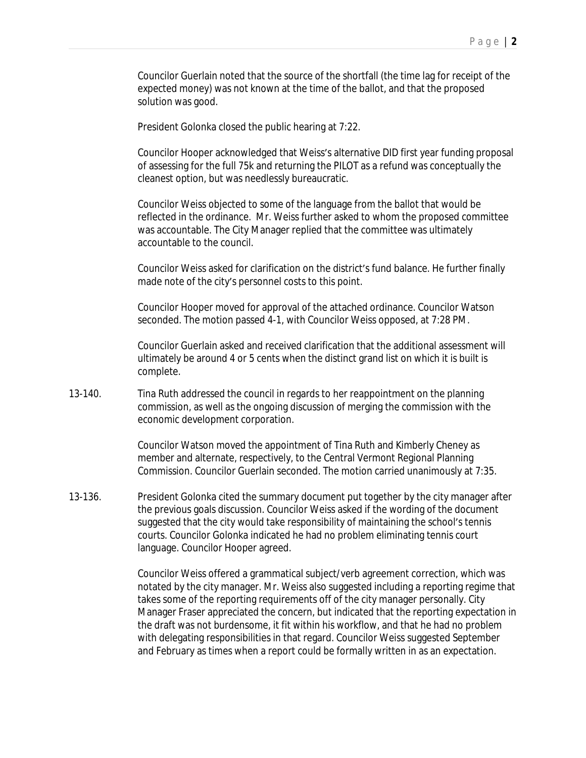Councilor Guerlain noted that the source of the shortfall (the time lag for receipt of the expected money) was not known at the time of the ballot, and that the proposed solution was good.

President Golonka closed the public hearing at 7:22.

Councilor Hooper acknowledged that Weiss's alternative DID first year funding proposal of assessing for the full 75k and returning the PILOT as a refund was conceptually the cleanest option, but was needlessly bureaucratic.

Councilor Weiss objected to some of the language from the ballot that would be reflected in the ordinance. Mr. Weiss further asked to whom the proposed committee was accountable. The City Manager replied that the committee was ultimately accountable to the council.

Councilor Weiss asked for clarification on the district's fund balance. He further finally made note of the city's personnel costs to this point.

Councilor Hooper moved for approval of the attached ordinance. Councilor Watson seconded. The motion passed 4-1, with Councilor Weiss opposed, at 7:28 PM.

Councilor Guerlain asked and received clarification that the additional assessment will ultimately be around 4 or 5 cents when the distinct grand list on which it is built is complete.

13-140. Tina Ruth addressed the council in regards to her reappointment on the planning commission, as well as the ongoing discussion of merging the commission with the economic development corporation.

Councilor Watson moved the appointment of Tina Ruth and Kimberly Cheney as member and alternate, respectively, to the Central Vermont Regional Planning Commission. Councilor Guerlain seconded. The motion carried unanimously at 7:35.

13-136. President Golonka cited the summary document put together by the city manager after the previous goals discussion. Councilor Weiss asked if the wording of the document suggested that the city would take responsibility of maintaining the school's tennis courts. Councilor Golonka indicated he had no problem eliminating tennis court language. Councilor Hooper agreed.

Councilor Weiss offered a grammatical subject/verb agreement correction, which was notated by the city manager. Mr. Weiss also suggested including a reporting regime that takes some of the reporting requirements off of the city manager personally. City Manager Fraser appreciated the concern, but indicated that the reporting expectation in the draft was not burdensome, it fit within his workflow, and that he had no problem with delegating responsibilities in that regard. Councilor Weiss suggested September and February as times when a report could be formally written in as an expectation.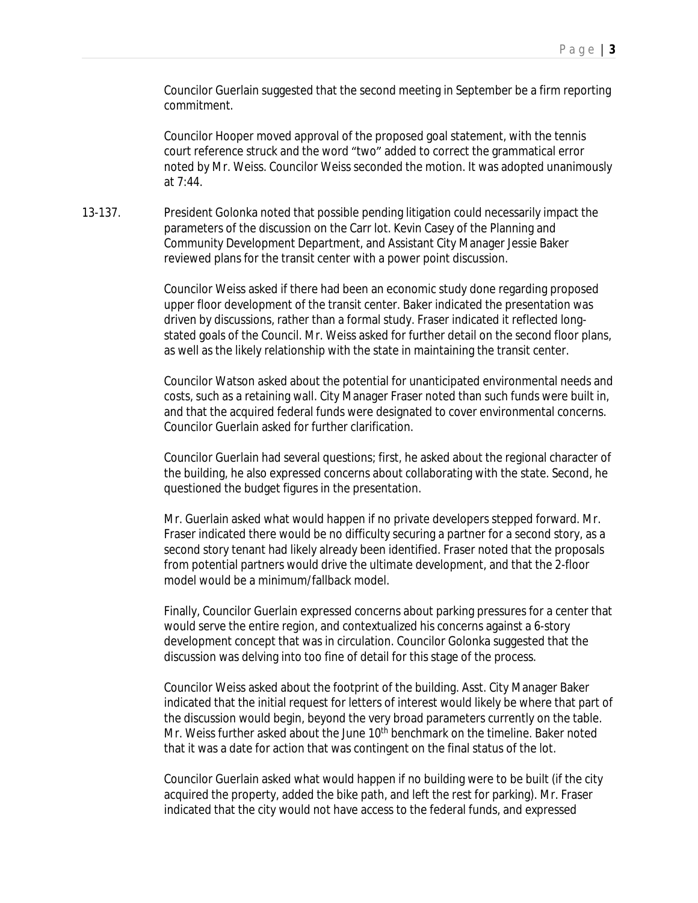Councilor Guerlain suggested that the second meeting in September be a firm reporting commitment.

Councilor Hooper moved approval of the proposed goal statement, with the tennis court reference struck and the word "two" added to correct the grammatical error noted by Mr. Weiss. Councilor Weiss seconded the motion. It was adopted unanimously at 7:44.

13-137. President Golonka noted that possible pending litigation could necessarily impact the parameters of the discussion on the Carr lot. Kevin Casey of the Planning and Community Development Department, and Assistant City Manager Jessie Baker reviewed plans for the transit center with a power point discussion.

Councilor Weiss asked if there had been an economic study done regarding proposed upper floor development of the transit center. Baker indicated the presentation was driven by discussions, rather than a formal study. Fraser indicated it reflected long-stated goals of the Council. Mr. Weiss asked for further detail on the second floor plans, as well as the likely relationship with the state in maintaining the transit center.

Councilor Watson asked about the potential for unanticipated environmental needs and costs, such as a retaining wall. City Manager Fraser noted than such funds were built in, and that the acquired federal funds were designated to cover environmental concerns. Councilor Guerlain asked for further clarification.

Councilor Guerlain had several questions; first, he asked about the regional character of the building, he also expressed concerns about collaborating with the state. Second, he questioned the budget figures in the presentation.

Mr. Guerlain asked what would happen if no private developers stepped forward. Mr. Fraser indicated there would be no difficulty securing a partner for a second story, as a second story tenant had likely already been identified. Fraser noted that the proposals from potential partners would drive the ultimate development, and that the 2-floor model would be a minimum/fallback model.

Finally, Councilor Guerlain expressed concerns about parking pressures for a center that would serve the entire region, and contextualized his concerns against a 6-story development concept that was in circulation. Councilor Golonka suggested that the discussion was delving into too fine of detail for this stage of the process.

Councilor Weiss asked about the footprint of the building. Asst. City Manager Baker indicated that the initial request for letters of interest would likely be where that part of the discussion would begin, beyond the very broad parameters currently on the table. Mr. Weiss further asked about the June 10th benchmark on the timeline. Baker noted that it was a date for action that was contingent on the final status of the lot.

Councilor Guerlain asked what would happen if no building were to be built (if the city acquired the property, added the bike path, and left the rest for parking). Mr. Fraser indicated that the city would not have access to the federal funds, and expressed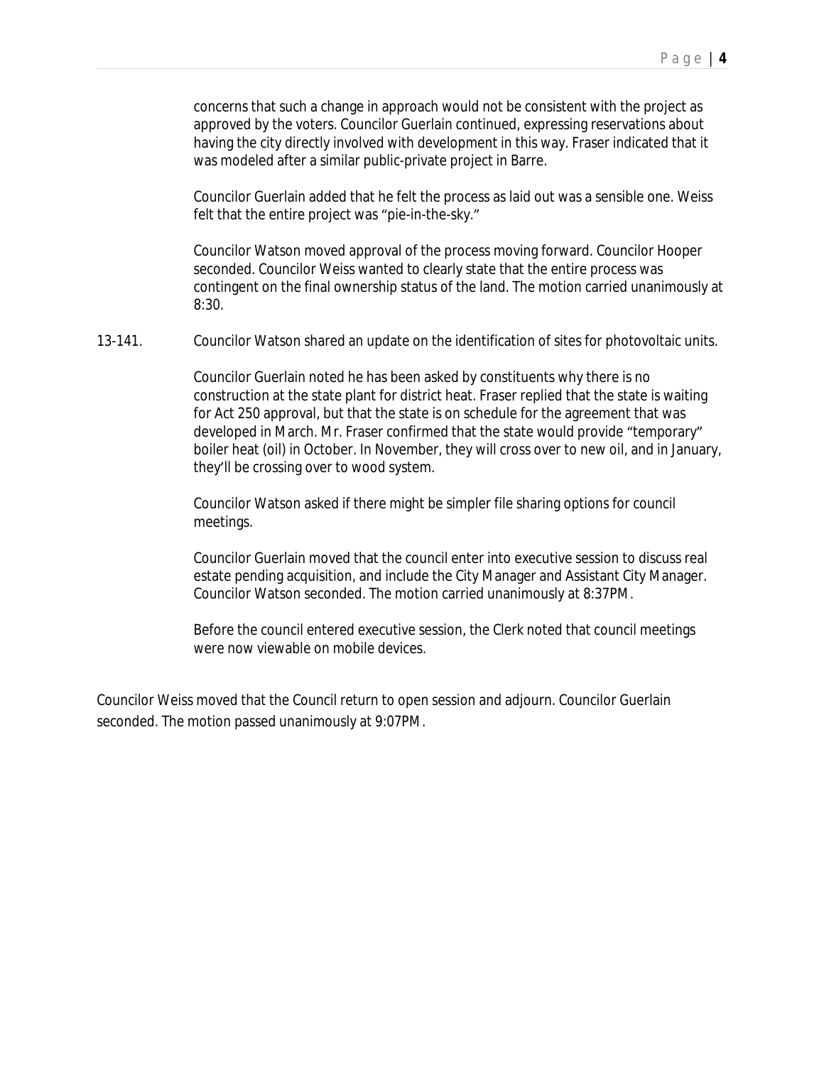concerns that such a change in approach would not be consistent with the project as approved by the voters. Councilor Guerlain continued, expressing reservations about having the city directly involved with development in this way. Fraser indicated that it was modeled after a similar public-private project in Barre.

Councilor Guerlain added that he felt the process as laid out was a sensible one. Weiss felt that the entire project was "pie-in-the-sky."

Councilor Watson moved approval of the process moving forward. Councilor Hooper seconded. Councilor Weiss wanted to clearly state that the entire process was contingent on the final ownership status of the land. The motion carried unanimously at 8:30.

13-141. Councilor Watson shared an update on the identification of sites for photovoltaic units.

Councilor Guerlain noted he has been asked by constituents why there is no construction at the state plant for district heat. Fraser replied that the state is waiting for Act 250 approval, but that the state is on schedule for the agreement that was developed in March. Mr. Fraser confirmed that the state would provide "temporary" boiler heat (oil) in October. In November, they will cross over to new oil, and in January, they'll be crossing over to wood system.

Councilor Watson asked if there might be simpler file sharing options for council meetings.

Councilor Guerlain moved that the council enter into executive session to discuss real estate pending acquisition, and include the City Manager and Assistant City Manager. Councilor Watson seconded. The motion carried unanimously at 8:37PM.

Before the council entered executive session, the Clerk noted that council meetings were now viewable on mobile devices.

Councilor Weiss moved that the Council return to open session and adjourn. Councilor Guerlain seconded. The motion passed unanimously at 9:07PM.